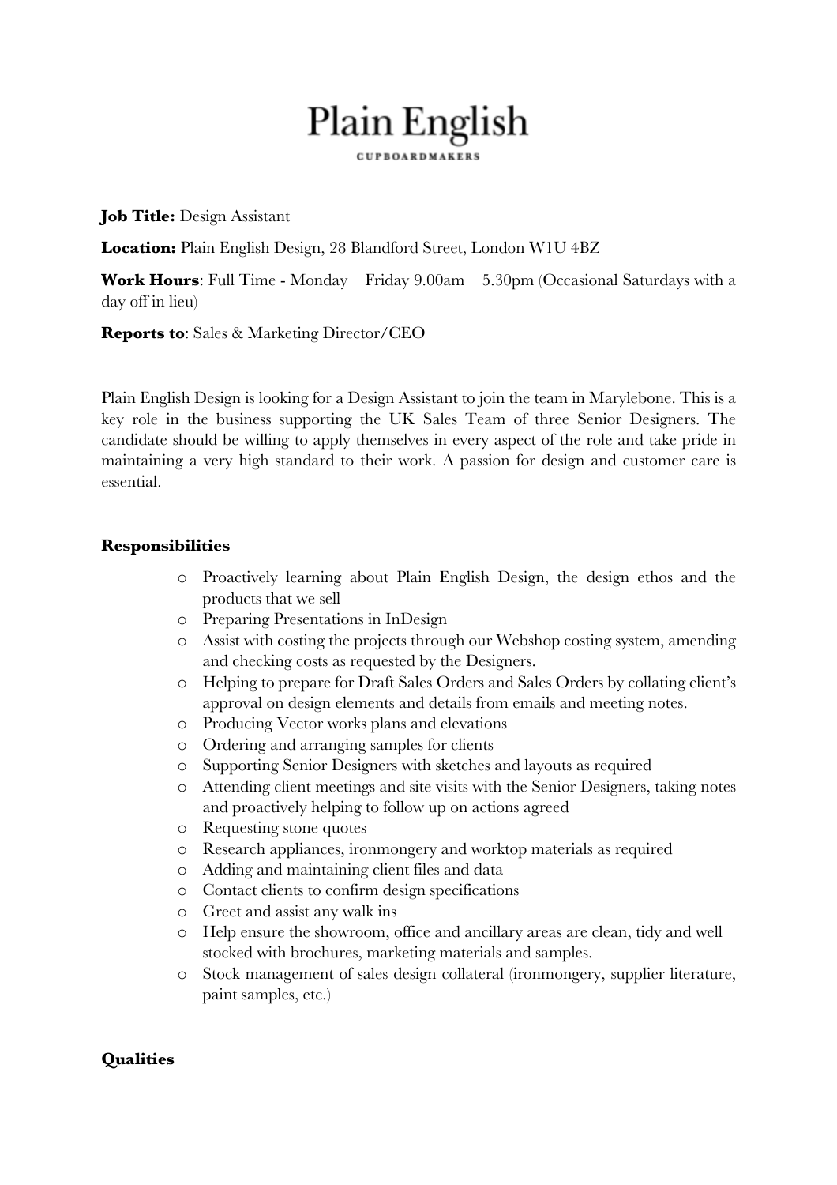# Plain English

CUPBOARDMAKERS

**Job Title:** Design Assistant

**Location:** Plain English Design, 28 Blandford Street, London W1U 4BZ

**Work Hours**: Full Time - Monday – Friday 9.00am – 5.30pm (Occasional Saturdays with a day off in lieu)

**Reports to**: Sales & Marketing Director/CEO

Plain English Design is looking for a Design Assistant to join the team in Marylebone. This is a key role in the business supporting the UK Sales Team of three Senior Designers. The candidate should be willing to apply themselves in every aspect of the role and take pride in maintaining a very high standard to their work. A passion for design and customer care is essential.

**Responsibilities**

- Proactively learning about Plain English Design, the design ethos and the products that we sell
- Preparing Presentations in InDesign
- Assist with costing the projects through our Webshop costing system, amending and checking costs as requested by the Designers.
- Helping to prepare for Draft Sales Orders and Sales Orders by collating client's approval on design elements and details from emails and meeting notes.
- Producing Vector works plans and elevations
- Ordering and arranging samples for clients
- Supporting Senior Designers with sketches and layouts as required
- Attending client meetings and site visits with the Senior Designers, taking notes and proactively helping to follow up on actions agreed
- Requesting stone quotes
- Research appliances, ironmongery and worktop materials as required
- Adding and maintaining client files and data
- Contact clients to confirm design specifications
- Greet and assist any walk ins
- Help ensure the showroom, office and ancillary areas are clean, tidy and well stocked with brochures, marketing materials and samples.
- Stock management of sales design collateral (ironmongery, supplier literature, paint samples, etc.)

**Qualities**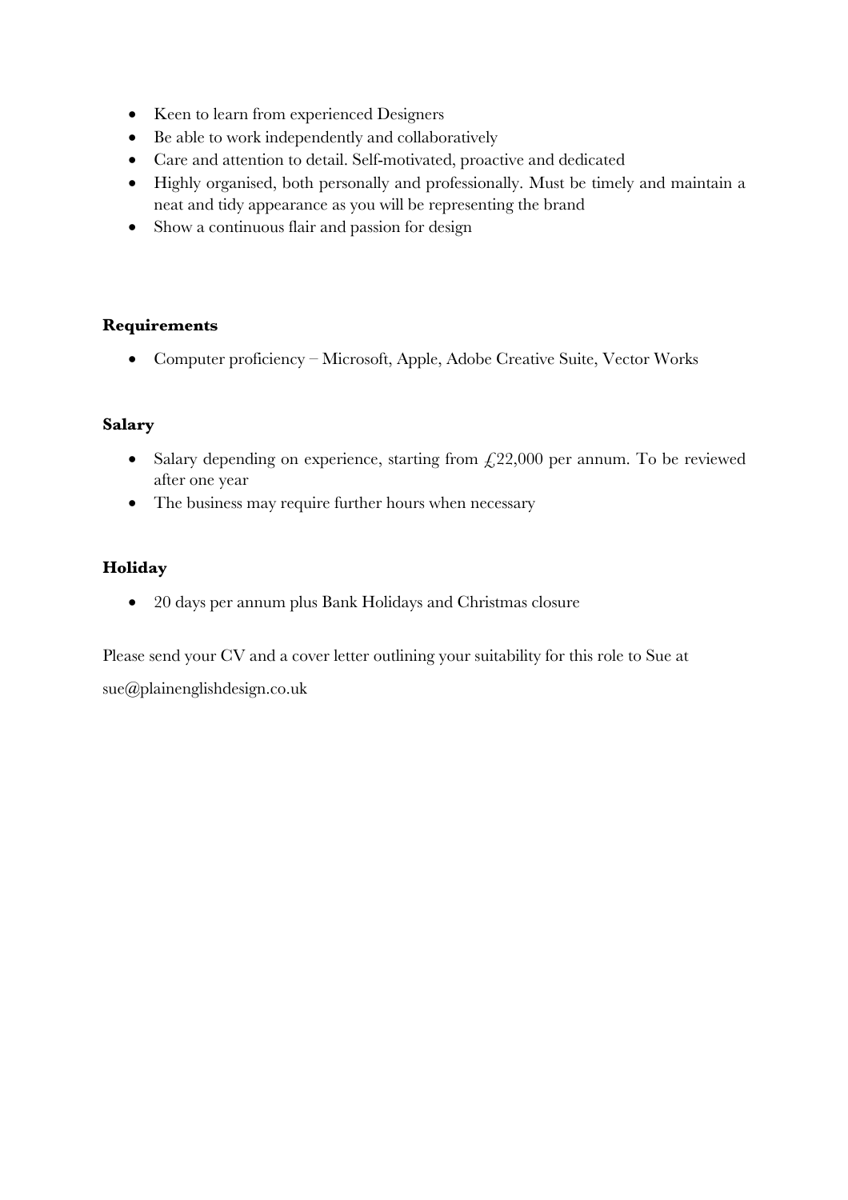- Keen to learn from experienced Designers
- Be able to work independently and collaboratively
- Care and attention to detail. Self-motivated, proactive and dedicated
- Highly organised, both personally and professionally. Must be timely and maintain a neat and tidy appearance as you will be representing the brand
- Show a continuous flair and passion for design

**Requirements**

- Computer proficiency – Microsoft, Apple, Adobe Creative Suite, Vector Works

**Salary**

- Salary depending on experience, starting from £22,000 per annum. To be reviewed after one year
- The business may require further hours when necessary

**Holiday**

- 20 days per annum plus Bank Holidays and Christmas closure

Please send your CV and a cover letter outlining your suitability for this role to Sue at sue@plainenglishdesign.co.uk